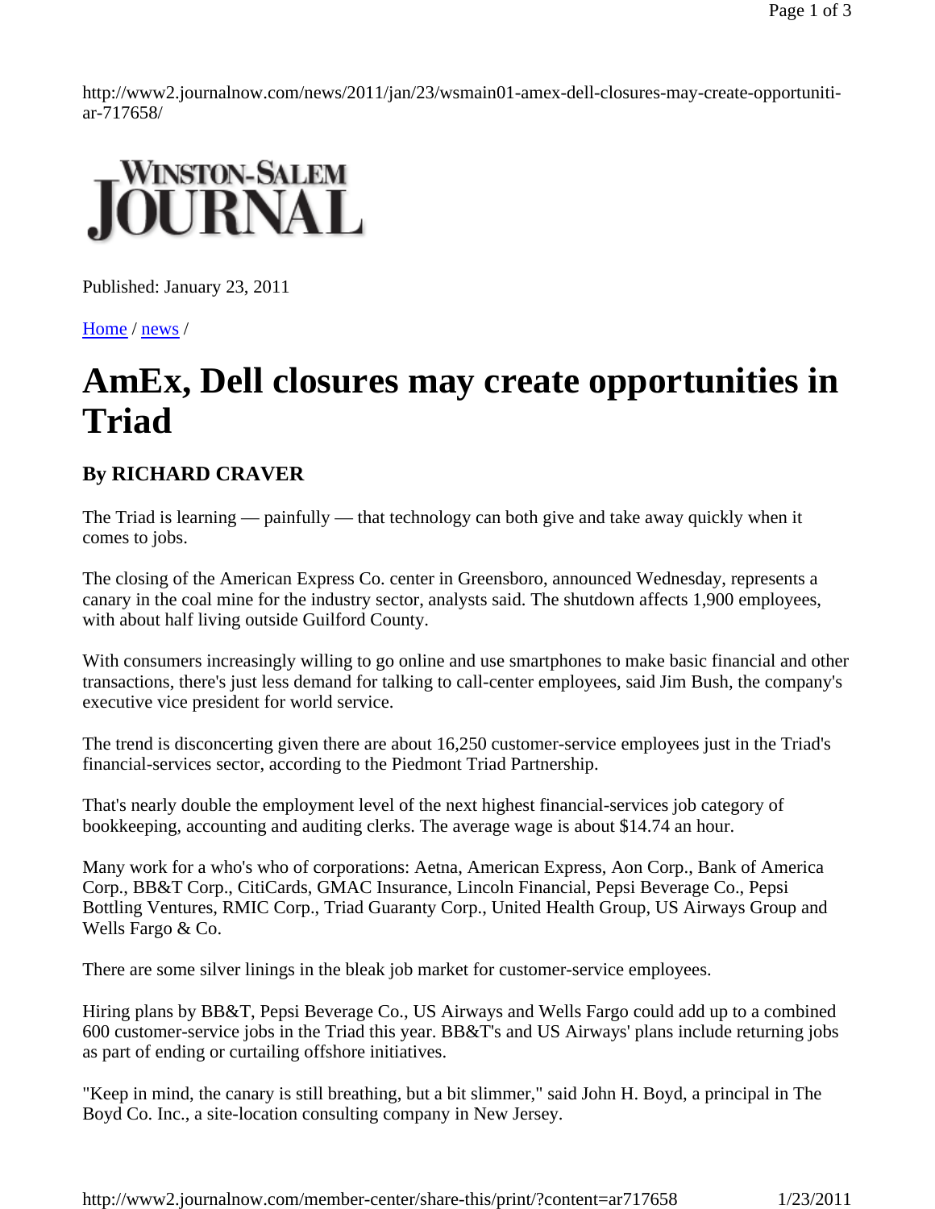http://www2.journalnow.com/news/2011/jan/23/wsmain01-amex-dell-closures-may-create-opportuniti-ar-717658/

WINSTON-SALEM JOURNAL

Published: January 23, 2011

Home / news /

# AmEx, Dell closures may create opportunities in Triad

### By RICHARD CRAVER

The Triad is learning — painfully — that technology can both give and take away quickly when it comes to jobs.

The closing of the American Express Co. center in Greensboro, announced Wednesday, represents a canary in the coal mine for the industry sector, analysts said. The shutdown affects 1,900 employees, with about half living outside Guilford County.

With consumers increasingly willing to go online and use smartphones to make basic financial and other transactions, there's just less demand for talking to call-center employees, said Jim Bush, the company's executive vice president for world service.

The trend is disconcerting given there are about 16,250 customer-service employees just in the Triad's financial-services sector, according to the Piedmont Triad Partnership.

That's nearly double the employment level of the next highest financial-services job category of bookkeeping, accounting and auditing clerks. The average wage is about $14.74 an hour.

Many work for a who's who of corporations: Aetna, American Express, Aon Corp., Bank of America Corp., BB&T Corp., CitiCards, GMAC Insurance, Lincoln Financial, Pepsi Beverage Co., Pepsi Bottling Ventures, RMIC Corp., Triad Guaranty Corp., United Health Group, US Airways Group and Wells Fargo & Co.

There are some silver linings in the bleak job market for customer-service employees.

Hiring plans by BB&T, Pepsi Beverage Co., US Airways and Wells Fargo could add up to a combined 600 customer-service jobs in the Triad this year. BB&T's and US Airways' plans include returning jobs as part of ending or curtailing offshore initiatives.

"Keep in mind, the canary is still breathing, but a bit slimmer," said John H. Boyd, a principal in The Boyd Co. Inc., a site-location consulting company in New Jersey.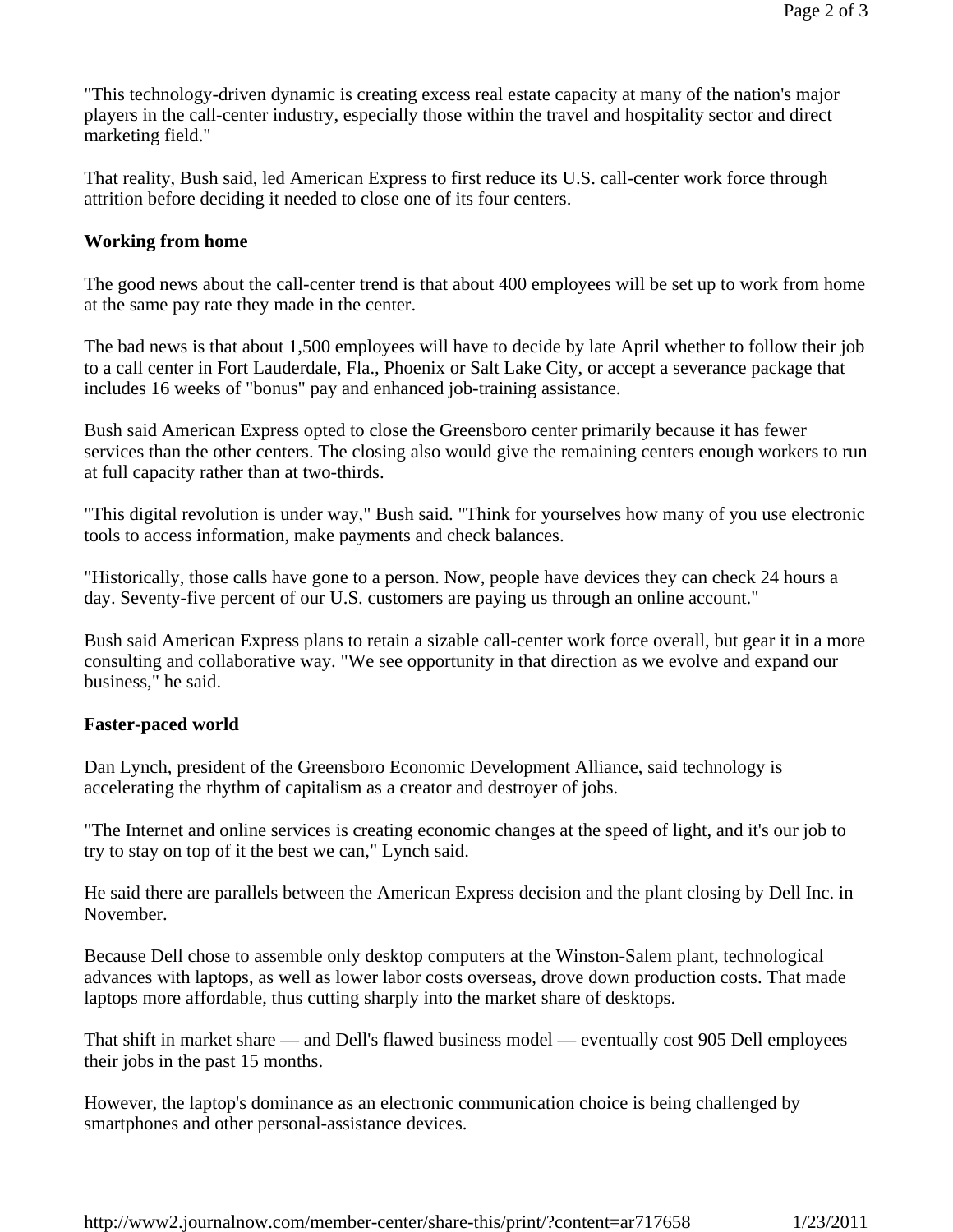"This technology-driven dynamic is creating excess real estate capacity at many of the nation's major players in the call-center industry, especially those within the travel and hospitality sector and direct marketing field."

That reality, Bush said, led American Express to first reduce its U.S. call-center work force through attrition before deciding it needed to close one of its four centers.

**Working from home**

The good news about the call-center trend is that about 400 employees will be set up to work from home at the same pay rate they made in the center.

The bad news is that about 1,500 employees will have to decide by late April whether to follow their job to a call center in Fort Lauderdale, Fla., Phoenix or Salt Lake City, or accept a severance package that includes 16 weeks of "bonus" pay and enhanced job-training assistance.

Bush said American Express opted to close the Greensboro center primarily because it has fewer services than the other centers. The closing also would give the remaining centers enough workers to run at full capacity rather than at two-thirds.

"This digital revolution is under way," Bush said. "Think for yourselves how many of you use electronic tools to access information, make payments and check balances.

"Historically, those calls have gone to a person. Now, people have devices they can check 24 hours a day. Seventy-five percent of our U.S. customers are paying us through an online account."

Bush said American Express plans to retain a sizable call-center work force overall, but gear it in a more consulting and collaborative way. "We see opportunity in that direction as we evolve and expand our business," he said.

**Faster-paced world**

Dan Lynch, president of the Greensboro Economic Development Alliance, said technology is accelerating the rhythm of capitalism as a creator and destroyer of jobs.

"The Internet and online services is creating economic changes at the speed of light, and it's our job to try to stay on top of it the best we can," Lynch said.

He said there are parallels between the American Express decision and the plant closing by Dell Inc. in November.

Because Dell chose to assemble only desktop computers at the Winston-Salem plant, technological advances with laptops, as well as lower labor costs overseas, drove down production costs. That made laptops more affordable, thus cutting sharply into the market share of desktops.

That shift in market share — and Dell's flawed business model — eventually cost 905 Dell employees their jobs in the past 15 months.

However, the laptop's dominance as an electronic communication choice is being challenged by smartphones and other personal-assistance devices.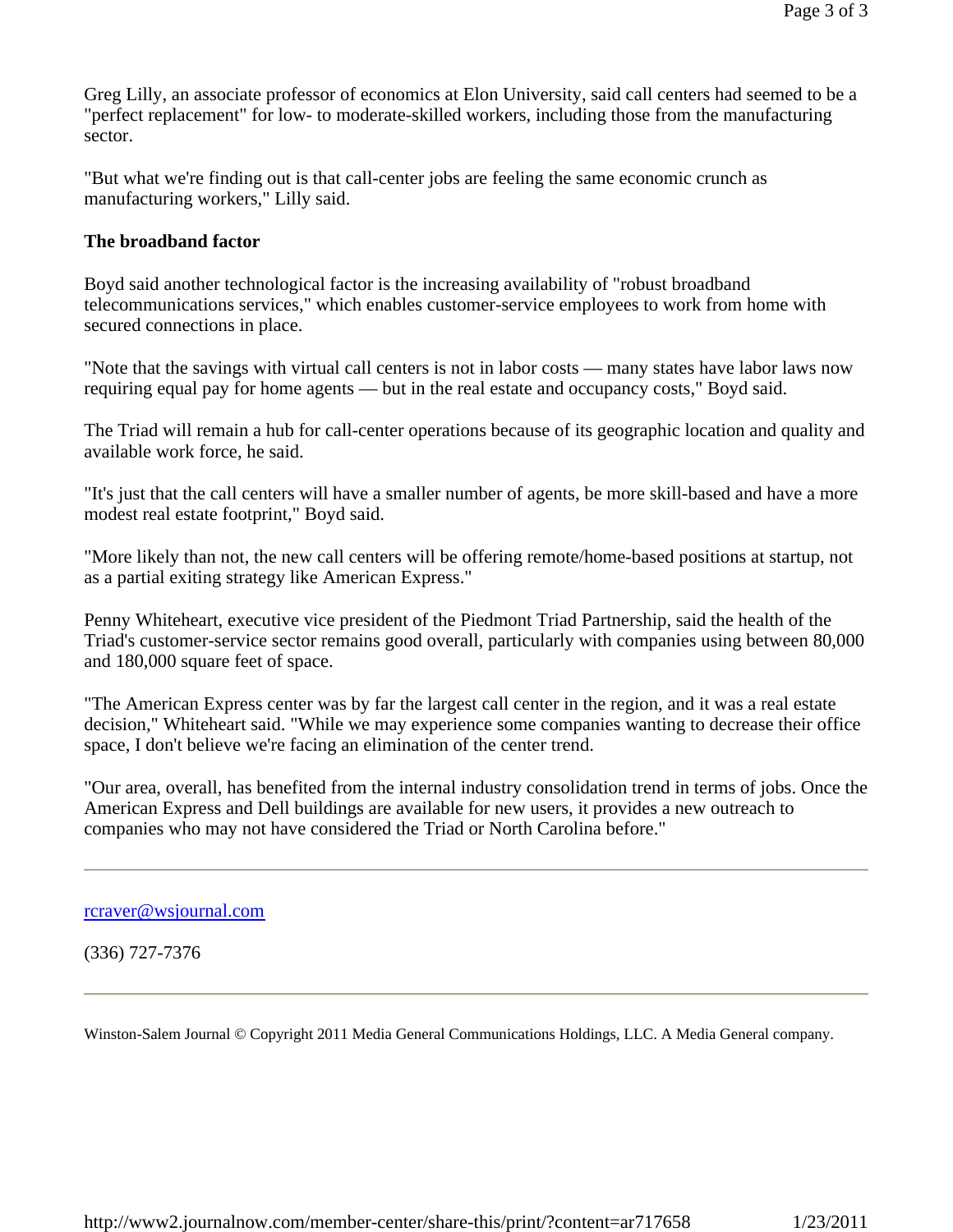Greg Lilly, an associate professor of economics at Elon University, said call centers had seemed to be a "perfect replacement" for low- to moderate-skilled workers, including those from the manufacturing sector.

"But what we're finding out is that call-center jobs are feeling the same economic crunch as manufacturing workers," Lilly said.

**The broadband factor**

Boyd said another technological factor is the increasing availability of "robust broadband telecommunications services," which enables customer-service employees to work from home with secured connections in place.

"Note that the savings with virtual call centers is not in labor costs — many states have labor laws now requiring equal pay for home agents — but in the real estate and occupancy costs," Boyd said.

The Triad will remain a hub for call-center operations because of its geographic location and quality and available work force, he said.

"It's just that the call centers will have a smaller number of agents, be more skill-based and have a more modest real estate footprint," Boyd said.

"More likely than not, the new call centers will be offering remote/home-based positions at startup, not as a partial exiting strategy like American Express."

Penny Whiteheart, executive vice president of the Piedmont Triad Partnership, said the health of the Triad's customer-service sector remains good overall, particularly with companies using between 80,000 and 180,000 square feet of space.

"The American Express center was by far the largest call center in the region, and it was a real estate decision," Whiteheart said. "While we may experience some companies wanting to decrease their office space, I don't believe we're facing an elimination of the center trend.

"Our area, overall, has benefited from the internal industry consolidation trend in terms of jobs. Once the American Express and Dell buildings are available for new users, it provides a new outreach to companies who may not have considered the Triad or North Carolina before."

---

rcraver@wsjournal.com

(336) 727-7376

---

Winston-Salem Journal © Copyright 2011 Media General Communications Holdings, LLC. A Media General company.